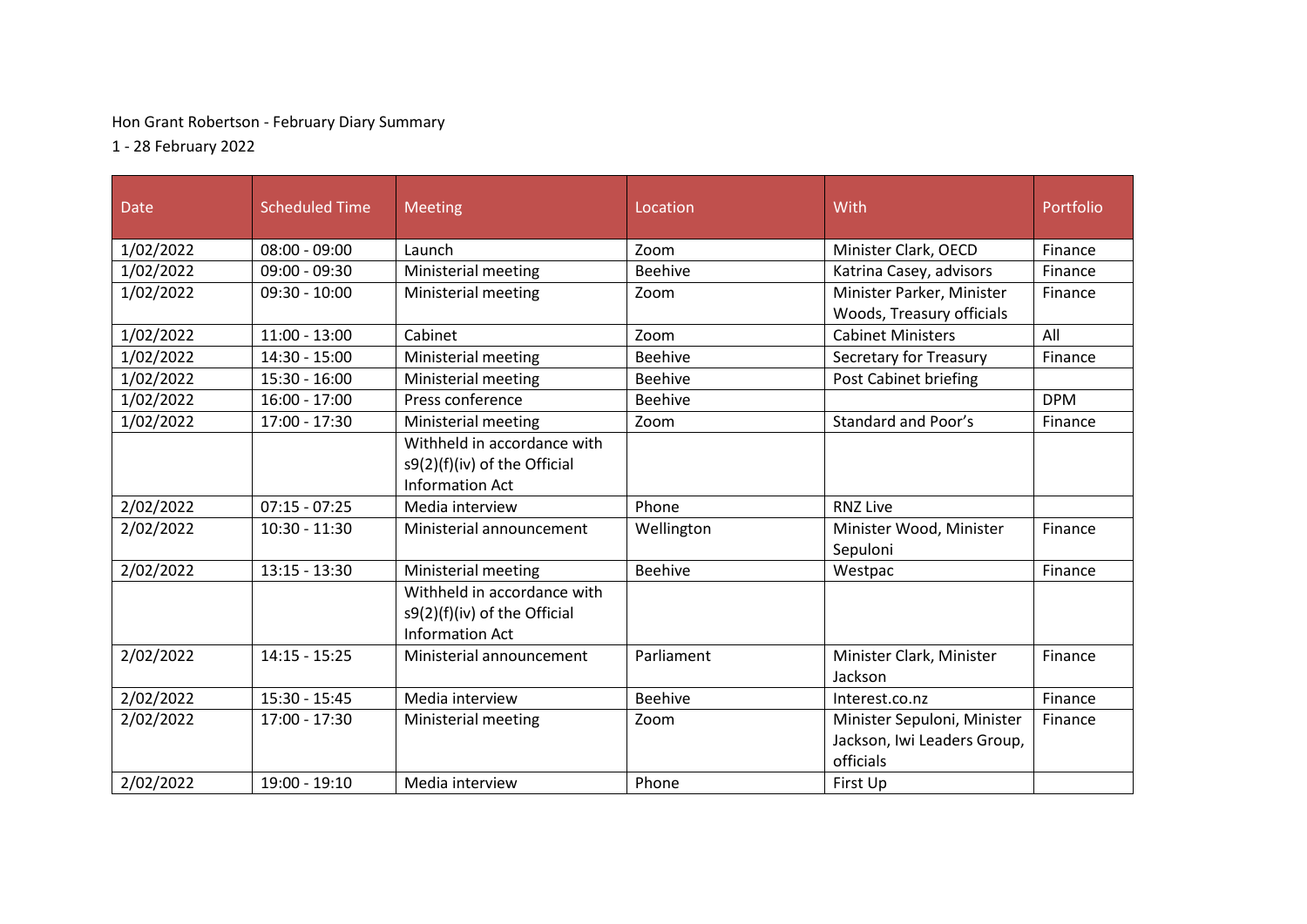Hon Grant Robertson - February Diary Summary

1 - 28 February 2022

| Date | Scheduled Time | Meeting | Location | With | Portfolio |
|---|---|---|---|---|---|
| 1/02/2022 | 08:00 - 09:00 | Launch | Zoom | Minister Clark, OECD | Finance |
| 1/02/2022 | 09:00 - 09:30 | Ministerial meeting | Beehive | Katrina Casey, advisors | Finance |
| 1/02/2022 | 09:30 - 10:00 | Ministerial meeting | Zoom | Minister Parker, Minister Woods, Treasury officials | Finance |
| 1/02/2022 | 11:00 - 13:00 | Cabinet | Zoom | Cabinet Ministers | All |
| 1/02/2022 | 14:30 - 15:00 | Ministerial meeting | Beehive | Secretary for Treasury | Finance |
| 1/02/2022 | 15:30 - 16:00 | Ministerial meeting | Beehive | Post Cabinet briefing | |
| 1/02/2022 | 16:00 - 17:00 | Press conference | Beehive | | DPM |
| 1/02/2022 | 17:00 - 17:30 | Ministerial meeting | Zoom | Standard and Poor's | Finance |
| | | Withheld in accordance with s9(2)(f)(iv) of the Official Information Act | | | |
| 2/02/2022 | 07:15 - 07:25 | Media interview | Phone | RNZ Live | |
| 2/02/2022 | 10:30 - 11:30 | Ministerial announcement | Wellington | Minister Wood, Minister Sepuloni | Finance |
| 2/02/2022 | 13:15 - 13:30 | Ministerial meeting | Beehive | Westpac | Finance |
| | | Withheld in accordance with s9(2)(f)(iv) of the Official Information Act | | | |
| 2/02/2022 | 14:15 - 15:25 | Ministerial announcement | Parliament | Minister Clark, Minister Jackson | Finance |
| 2/02/2022 | 15:30 - 15:45 | Media interview | Beehive | Interest.co.nz | Finance |
| 2/02/2022 | 17:00 - 17:30 | Ministerial meeting | Zoom | Minister Sepuloni, Minister Jackson, Iwi Leaders Group, officials | Finance |
| 2/02/2022 | 19:00 - 19:10 | Media interview | Phone | First Up | |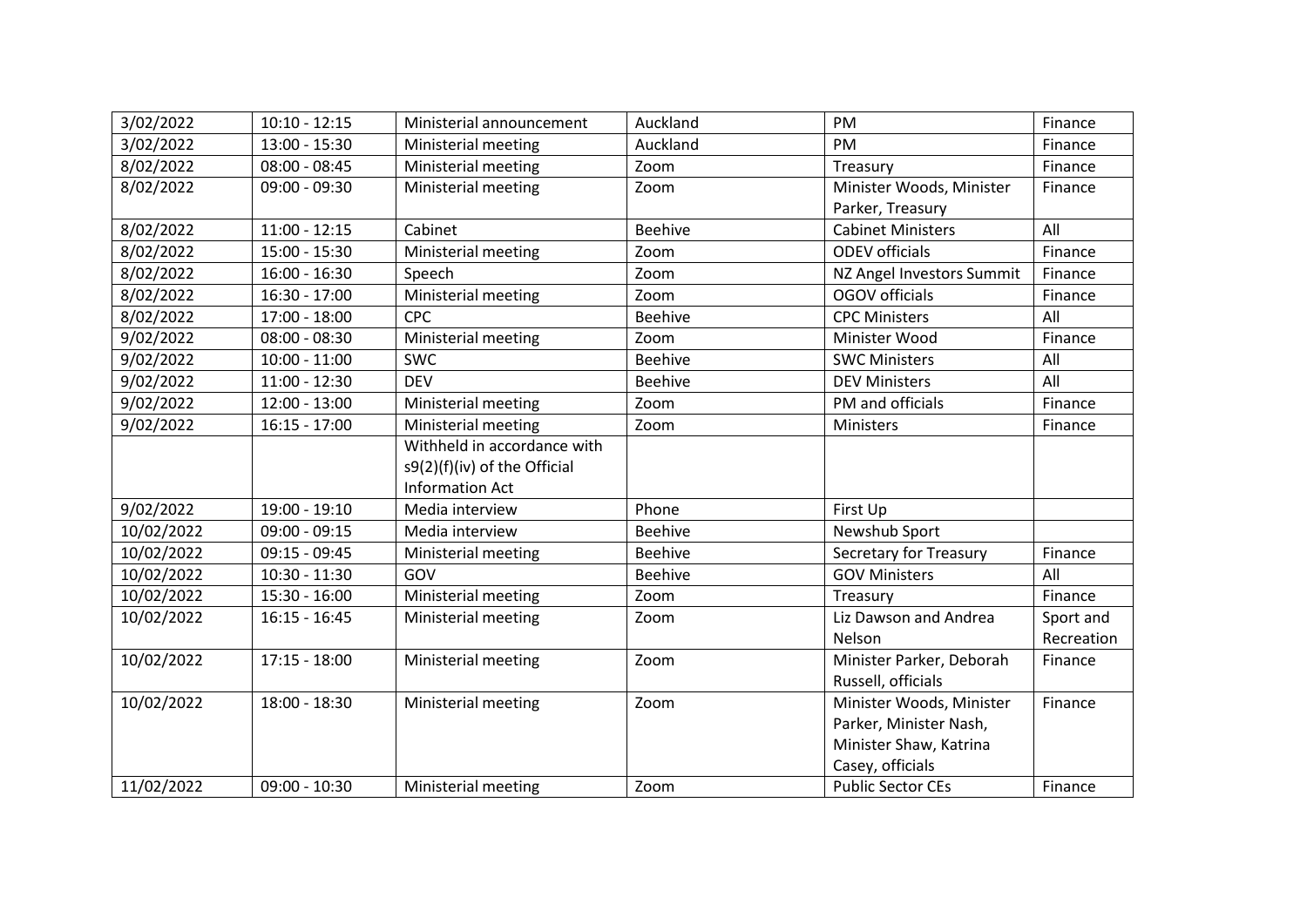| 3/02/2022 | 10:10 - 12:15 | Ministerial announcement | Auckland | PM | Finance |
|---|---|---|---|---|---|
| 3/02/2022 | 13:00 - 15:30 | Ministerial meeting | Auckland | PM | Finance |
| 8/02/2022 | 08:00 - 08:45 | Ministerial meeting | Zoom | Treasury | Finance |
| 8/02/2022 | 09:00 - 09:30 | Ministerial meeting | Zoom | Minister Woods, Minister Parker, Treasury | Finance |
| 8/02/2022 | 11:00 - 12:15 | Cabinet | Beehive | Cabinet Ministers | All |
| 8/02/2022 | 15:00 - 15:30 | Ministerial meeting | Zoom | ODEV officials | Finance |
| 8/02/2022 | 16:00 - 16:30 | Speech | Zoom | NZ Angel Investors Summit | Finance |
| 8/02/2022 | 16:30 - 17:00 | Ministerial meeting | Zoom | OGOV officials | Finance |
| 8/02/2022 | 17:00 - 18:00 | CPC | Beehive | CPC Ministers | All |
| 9/02/2022 | 08:00 - 08:30 | Ministerial meeting | Zoom | Minister Wood | Finance |
| 9/02/2022 | 10:00 - 11:00 | SWC | Beehive | SWC Ministers | All |
| 9/02/2022 | 11:00 - 12:30 | DEV | Beehive | DEV Ministers | All |
| 9/02/2022 | 12:00 - 13:00 | Ministerial meeting | Zoom | PM and officials | Finance |
| 9/02/2022 | 16:15 - 17:00 | Ministerial meeting | Zoom | Ministers | Finance |
| | | Withheld in accordance with s9(2)(f)(iv) of the Official Information Act | | | |
| 9/02/2022 | 19:00 - 19:10 | Media interview | Phone | First Up | |
| 10/02/2022 | 09:00 - 09:15 | Media interview | Beehive | Newshub Sport | |
| 10/02/2022 | 09:15 - 09:45 | Ministerial meeting | Beehive | Secretary for Treasury | Finance |
| 10/02/2022 | 10:30 - 11:30 | GOV | Beehive | GOV Ministers | All |
| 10/02/2022 | 15:30 - 16:00 | Ministerial meeting | Zoom | Treasury | Finance |
| 10/02/2022 | 16:15 - 16:45 | Ministerial meeting | Zoom | Liz Dawson and Andrea Nelson | Sport and Recreation |
| 10/02/2022 | 17:15 - 18:00 | Ministerial meeting | Zoom | Minister Parker, Deborah Russell, officials | Finance |
| 10/02/2022 | 18:00 - 18:30 | Ministerial meeting | Zoom | Minister Woods, Minister Parker, Minister Nash, Minister Shaw, Katrina Casey, officials | Finance |
| 11/02/2022 | 09:00 - 10:30 | Ministerial meeting | Zoom | Public Sector CEs | Finance |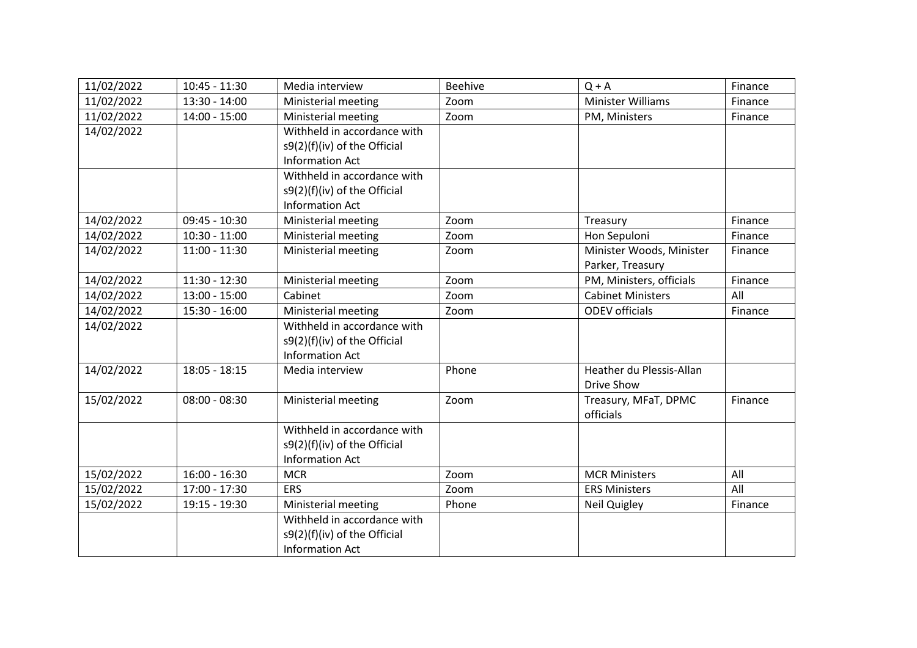| 11/02/2022 | 10:45 - 11:30 | Media interview | Beehive | Q + A | Finance |
|---|---|---|---|---|---|
| 11/02/2022 | 13:30 - 14:00 | Ministerial meeting | Zoom | Minister Williams | Finance |
| 11/02/2022 | 14:00 - 15:00 | Ministerial meeting | Zoom | PM, Ministers | Finance |
| 14/02/2022 | | Withheld in accordance with s9(2)(f)(iv) of the Official Information Act | | | |
| | | Withheld in accordance with s9(2)(f)(iv) of the Official Information Act | | | |
| 14/02/2022 | 09:45 - 10:30 | Ministerial meeting | Zoom | Treasury | Finance |
| 14/02/2022 | 10:30 - 11:00 | Ministerial meeting | Zoom | Hon Sepuloni | Finance |
| 14/02/2022 | 11:00 - 11:30 | Ministerial meeting | Zoom | Minister Woods, Minister Parker, Treasury | Finance |
| 14/02/2022 | 11:30 - 12:30 | Ministerial meeting | Zoom | PM, Ministers, officials | Finance |
| 14/02/2022 | 13:00 - 15:00 | Cabinet | Zoom | Cabinet Ministers | All |
| 14/02/2022 | 15:30 - 16:00 | Ministerial meeting | Zoom | ODEV officials | Finance |
| 14/02/2022 | | Withheld in accordance with s9(2)(f)(iv) of the Official Information Act | | | |
| 14/02/2022 | 18:05 - 18:15 | Media interview | Phone | Heather du Plessis-Allan Drive Show | |
| 15/02/2022 | 08:00 - 08:30 | Ministerial meeting | Zoom | Treasury, MFaT, DPMC officials | Finance |
| | | Withheld in accordance with s9(2)(f)(iv) of the Official Information Act | | | |
| 15/02/2022 | 16:00 - 16:30 | MCR | Zoom | MCR Ministers | All |
| 15/02/2022 | 17:00 - 17:30 | ERS | Zoom | ERS Ministers | All |
| 15/02/2022 | 19:15 - 19:30 | Ministerial meeting | Phone | Neil Quigley | Finance |
| | | Withheld in accordance with s9(2)(f)(iv) of the Official Information Act | | | |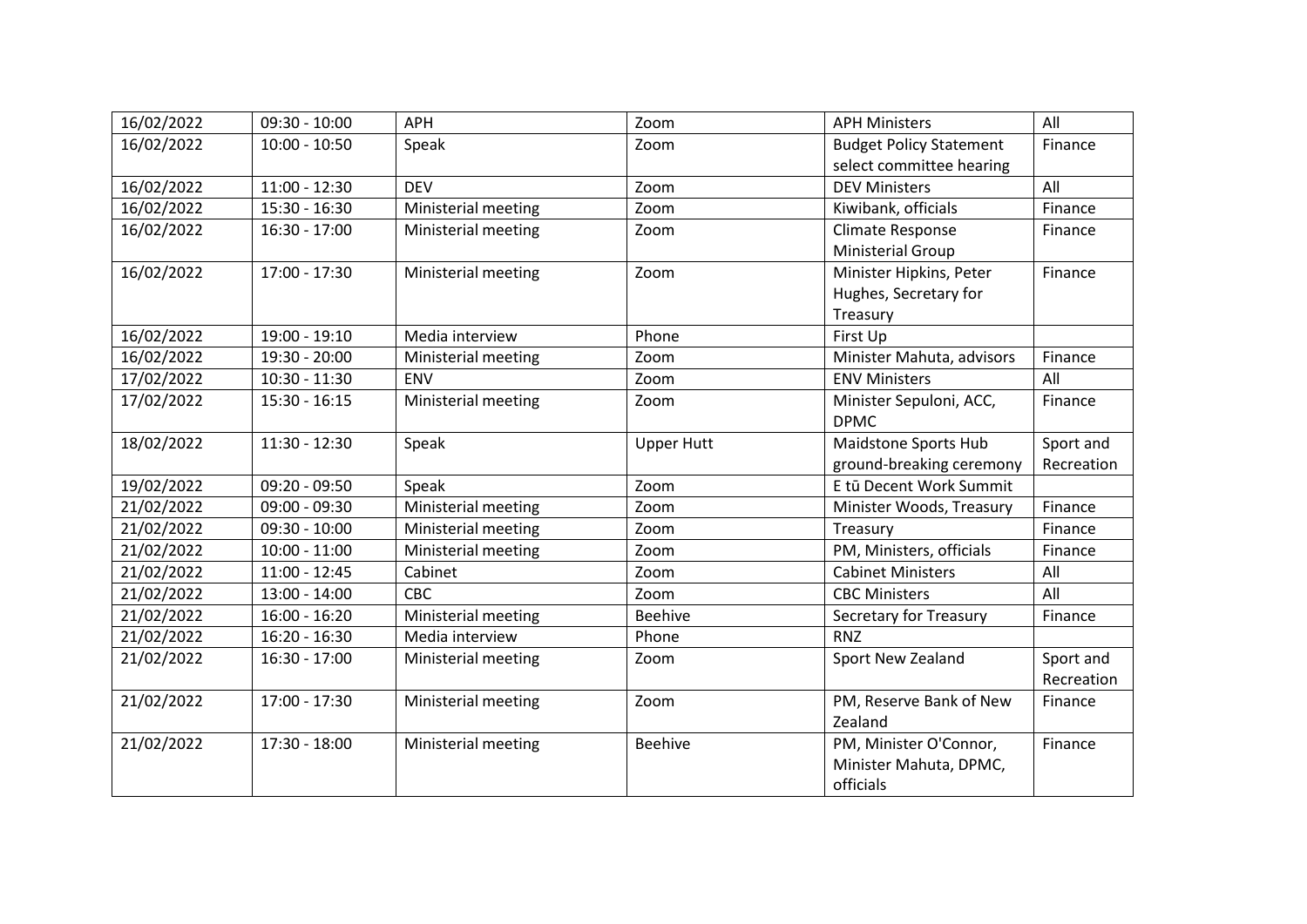| 16/02/2022 | 09:30 - 10:00 | APH | Zoom | APH Ministers | All |
|---|---|---|---|---|---|
| 16/02/2022 | 10:00 - 10:50 | Speak | Zoom | Budget Policy Statement select committee hearing | Finance |
| 16/02/2022 | 11:00 - 12:30 | DEV | Zoom | DEV Ministers | All |
| 16/02/2022 | 15:30 - 16:30 | Ministerial meeting | Zoom | Kiwibank, officials | Finance |
| 16/02/2022 | 16:30 - 17:00 | Ministerial meeting | Zoom | Climate Response Ministerial Group | Finance |
| 16/02/2022 | 17:00 - 17:30 | Ministerial meeting | Zoom | Minister Hipkins, Peter Hughes, Secretary for Treasury | Finance |
| 16/02/2022 | 19:00 - 19:10 | Media interview | Phone | First Up | |
| 16/02/2022 | 19:30 - 20:00 | Ministerial meeting | Zoom | Minister Mahuta, advisors | Finance |
| 17/02/2022 | 10:30 - 11:30 | ENV | Zoom | ENV Ministers | All |
| 17/02/2022 | 15:30 - 16:15 | Ministerial meeting | Zoom | Minister Sepuloni, ACC, DPMC | Finance |
| 18/02/2022 | 11:30 - 12:30 | Speak | Upper Hutt | Maidstone Sports Hub ground-breaking ceremony | Sport and Recreation |
| 19/02/2022 | 09:20 - 09:50 | Speak | Zoom | E tū Decent Work Summit | |
| 21/02/2022 | 09:00 - 09:30 | Ministerial meeting | Zoom | Minister Woods, Treasury | Finance |
| 21/02/2022 | 09:30 - 10:00 | Ministerial meeting | Zoom | Treasury | Finance |
| 21/02/2022 | 10:00 - 11:00 | Ministerial meeting | Zoom | PM, Ministers, officials | Finance |
| 21/02/2022 | 11:00 - 12:45 | Cabinet | Zoom | Cabinet Ministers | All |
| 21/02/2022 | 13:00 - 14:00 | CBC | Zoom | CBC Ministers | All |
| 21/02/2022 | 16:00 - 16:20 | Ministerial meeting | Beehive | Secretary for Treasury | Finance |
| 21/02/2022 | 16:20 - 16:30 | Media interview | Phone | RNZ | |
| 21/02/2022 | 16:30 - 17:00 | Ministerial meeting | Zoom | Sport New Zealand | Sport and Recreation |
| 21/02/2022 | 17:00 - 17:30 | Ministerial meeting | Zoom | PM, Reserve Bank of New Zealand | Finance |
| 21/02/2022 | 17:30 - 18:00 | Ministerial meeting | Beehive | PM, Minister O'Connor, Minister Mahuta, DPMC, officials | Finance |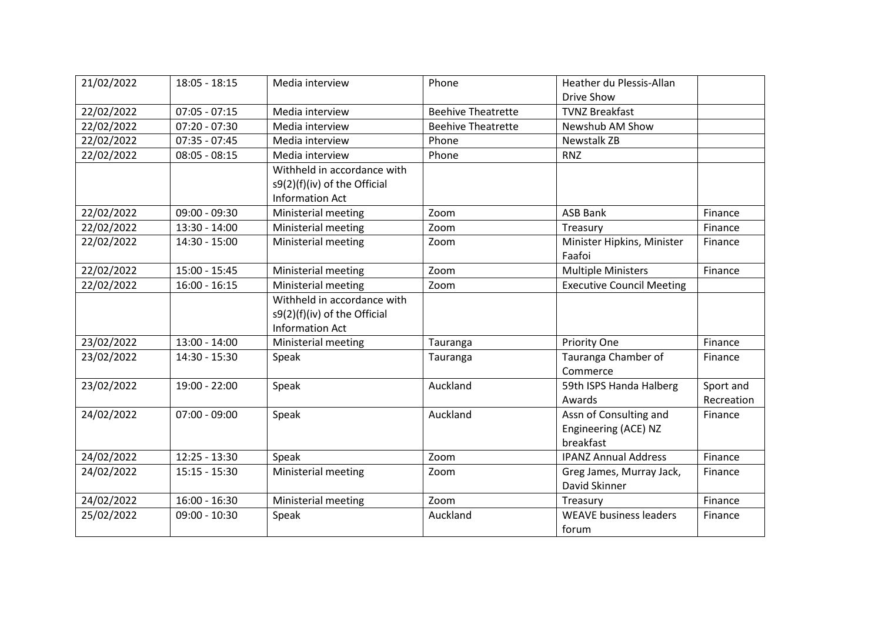| 21/02/2022 | 18:05 - 18:15 | Media interview | Phone | Heather du Plessis-Allan Drive Show | |
|---|---|---|---|---|---|
| 22/02/2022 | 07:05 - 07:15 | Media interview | Beehive Theatrette | TVNZ Breakfast | |
| 22/02/2022 | 07:20 - 07:30 | Media interview | Beehive Theatrette | Newshub AM Show | |
| 22/02/2022 | 07:35 - 07:45 | Media interview | Phone | Newstalk ZB | |
| 22/02/2022 | 08:05 - 08:15 | Media interview | Phone | RNZ | |
| | | Withheld in accordance with s9(2)(f)(iv) of the Official Information Act | | | |
| 22/02/2022 | 09:00 - 09:30 | Ministerial meeting | Zoom | ASB Bank | Finance |
| 22/02/2022 | 13:30 - 14:00 | Ministerial meeting | Zoom | Treasury | Finance |
| 22/02/2022 | 14:30 - 15:00 | Ministerial meeting | Zoom | Minister Hipkins, Minister Faafoi | Finance |
| 22/02/2022 | 15:00 - 15:45 | Ministerial meeting | Zoom | Multiple Ministers | Finance |
| 22/02/2022 | 16:00 - 16:15 | Ministerial meeting | Zoom | Executive Council Meeting | |
| | | Withheld in accordance with s9(2)(f)(iv) of the Official Information Act | | | |
| 23/02/2022 | 13:00 - 14:00 | Ministerial meeting | Tauranga | Priority One | Finance |
| 23/02/2022 | 14:30 - 15:30 | Speak | Tauranga | Tauranga Chamber of Commerce | Finance |
| 23/02/2022 | 19:00 - 22:00 | Speak | Auckland | 59th ISPS Handa Halberg Awards | Sport and Recreation |
| 24/02/2022 | 07:00 - 09:00 | Speak | Auckland | Assn of Consulting and Engineering (ACE) NZ breakfast | Finance |
| 24/02/2022 | 12:25 - 13:30 | Speak | Zoom | IPANZ Annual Address | Finance |
| 24/02/2022 | 15:15 - 15:30 | Ministerial meeting | Zoom | Greg James, Murray Jack, David Skinner | Finance |
| 24/02/2022 | 16:00 - 16:30 | Ministerial meeting | Zoom | Treasury | Finance |
| 25/02/2022 | 09:00 - 10:30 | Speak | Auckland | WEAVE business leaders forum | Finance |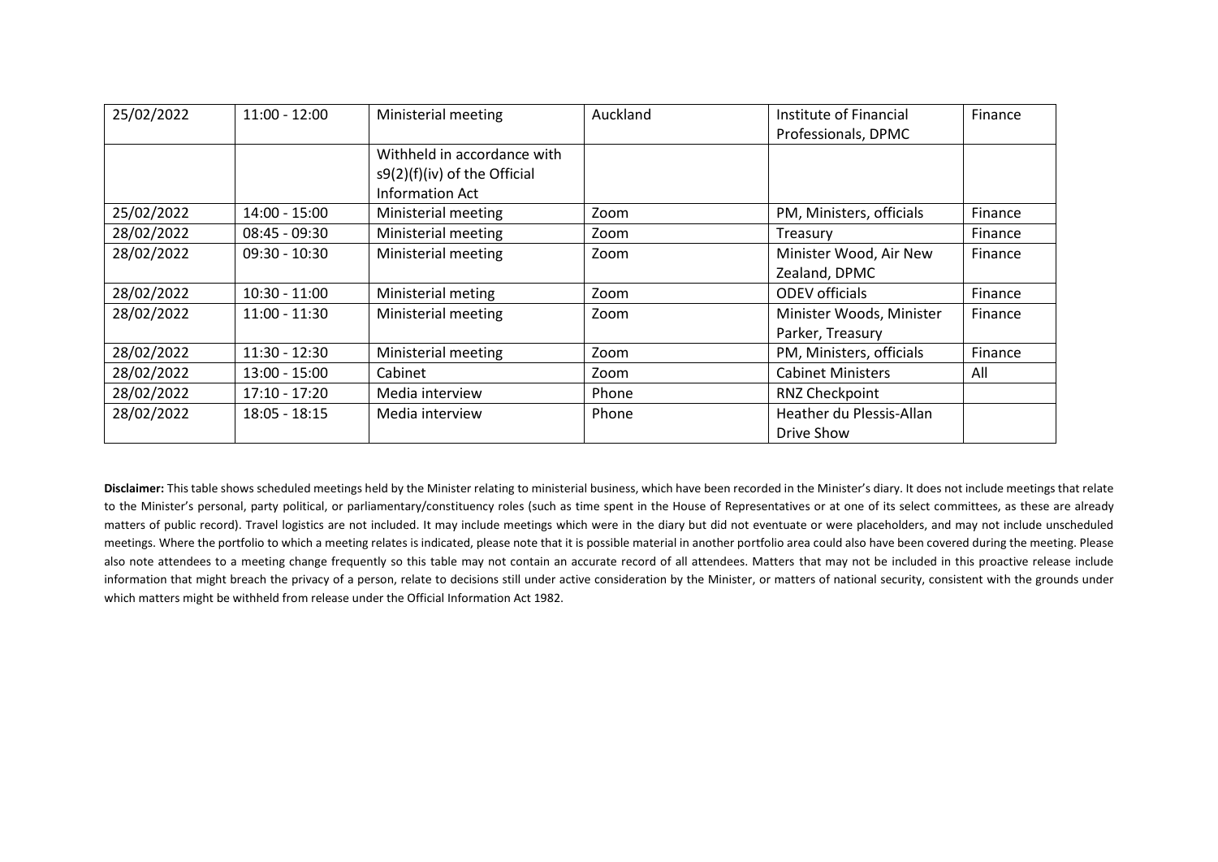| | | | | | |
|---|---|---|---|---|---|
| 25/02/2022 | 11:00 - 12:00 | Ministerial meeting | Auckland | Institute of Financial Professionals, DPMC | Finance |
| | | Withheld in accordance with s9(2)(f)(iv) of the Official Information Act | | | |
| 25/02/2022 | 14:00 - 15:00 | Ministerial meeting | Zoom | PM, Ministers, officials | Finance |
| 28/02/2022 | 08:45 - 09:30 | Ministerial meeting | Zoom | Treasury | Finance |
| 28/02/2022 | 09:30 - 10:30 | Ministerial meeting | Zoom | Minister Wood, Air New Zealand, DPMC | Finance |
| 28/02/2022 | 10:30 - 11:00 | Ministerial meting | Zoom | ODEV officials | Finance |
| 28/02/2022 | 11:00 - 11:30 | Ministerial meeting | Zoom | Minister Woods, Minister Parker, Treasury | Finance |
| 28/02/2022 | 11:30 - 12:30 | Ministerial meeting | Zoom | PM, Ministers, officials | Finance |
| 28/02/2022 | 13:00 - 15:00 | Cabinet | Zoom | Cabinet Ministers | All |
| 28/02/2022 | 17:10 - 17:20 | Media interview | Phone | RNZ Checkpoint | |
| 28/02/2022 | 18:05 - 18:15 | Media interview | Phone | Heather du Plessis-Allan Drive Show | |

**Disclaimer:** This table shows scheduled meetings held by the Minister relating to ministerial business, which have been recorded in the Minister's diary. It does not include meetings that relate to the Minister's personal, party political, or parliamentary/constituency roles (such as time spent in the House of Representatives or at one of its select committees, as these are already matters of public record). Travel logistics are not included. It may include meetings which were in the diary but did not eventuate or were placeholders, and may not include unscheduled meetings. Where the portfolio to which a meeting relates is indicated, please note that it is possible material in another portfolio area could also have been covered during the meeting. Please also note attendees to a meeting change frequently so this table may not contain an accurate record of all attendees. Matters that may not be included in this proactive release include information that might breach the privacy of a person, relate to decisions still under active consideration by the Minister, or matters of national security, consistent with the grounds under which matters might be withheld from release under the Official Information Act 1982.